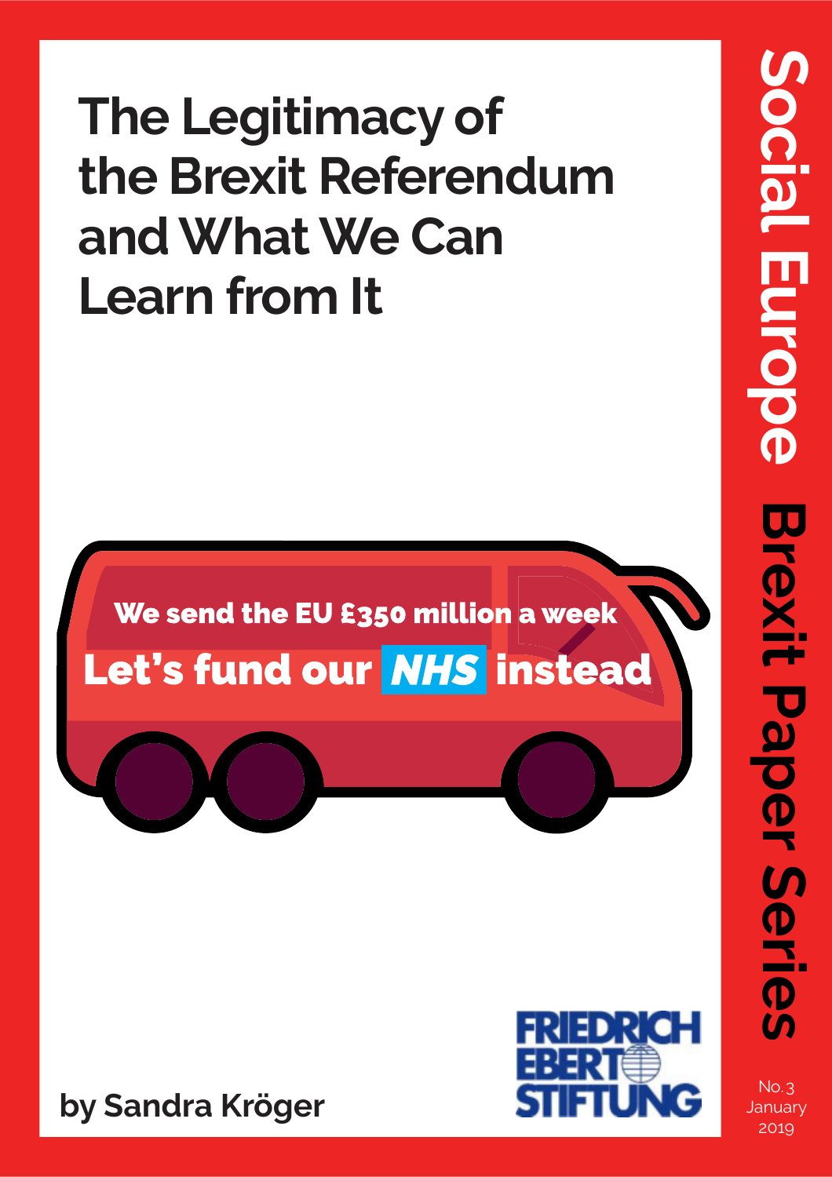# The Legitimacy of the Brexit Referendum and What We Can Learn from It

We send the EU £350 million a week

Let's fund our NHS instead

**by Sandra Kröger**

FRIEDRICH EBERT STIFTUNG

**Social Europe Brexit Paper Series**

No. 3
January 2019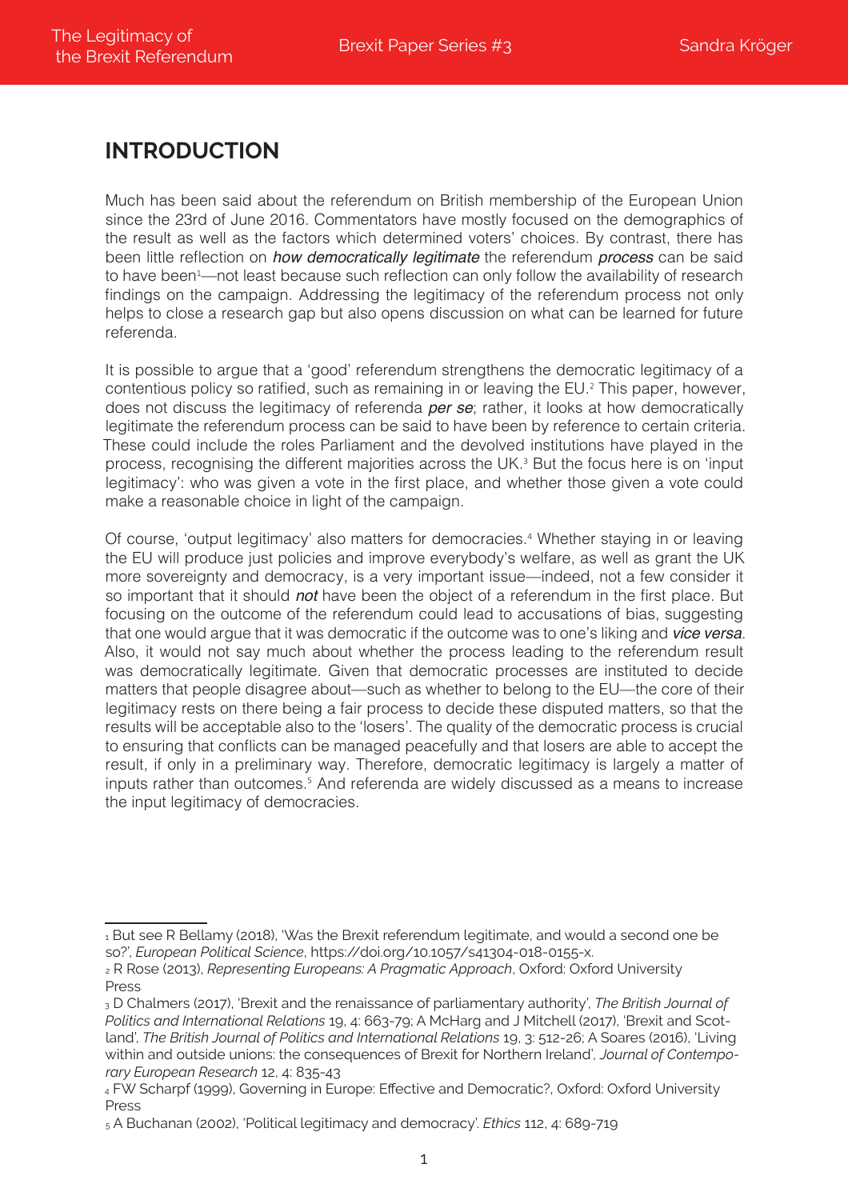## INTRODUCTION

Much has been said about the referendum on British membership of the European Union since the 23rd of June 2016. Commentators have mostly focused on the demographics of the result as well as the factors which determined voters' choices. By contrast, there has been little reflection on ***how democratically legitimate*** the referendum ***process*** can be said to have been[1]—not least because such reflection can only follow the availability of research findings on the campaign. Addressing the legitimacy of the referendum process not only helps to close a research gap but also opens discussion on what can be learned for future referenda.

It is possible to argue that a 'good' referendum strengthens the democratic legitimacy of a contentious policy so ratified, such as remaining in or leaving the EU.[2] This paper, however, does not discuss the legitimacy of referenda ***per se***; rather, it looks at how democratically legitimate the referendum process can be said to have been by reference to certain criteria. These could include the roles Parliament and the devolved institutions have played in the process, recognising the different majorities across the UK.[3] But the focus here is on 'input legitimacy': who was given a vote in the first place, and whether those given a vote could make a reasonable choice in light of the campaign.

Of course, 'output legitimacy' also matters for democracies.[4] Whether staying in or leaving the EU will produce just policies and improve everybody's welfare, as well as grant the UK more sovereignty and democracy, is a very important issue—indeed, not a few consider it so important that it should ***not*** have been the object of a referendum in the first place. But focusing on the outcome of the referendum could lead to accusations of bias, suggesting that one would argue that it was democratic if the outcome was to one's liking and ***vice versa***. Also, it would not say much about whether the process leading to the referendum result was democratically legitimate. Given that democratic processes are instituted to decide matters that people disagree about—such as whether to belong to the EU—the core of their legitimacy rests on there being a fair process to decide these disputed matters, so that the results will be acceptable also to the 'losers'. The quality of the democratic process is crucial to ensuring that conflicts can be managed peacefully and that losers are able to accept the result, if only in a preliminary way. Therefore, democratic legitimacy is largely a matter of inputs rather than outcomes.[5] And referenda are widely discussed as a means to increase the input legitimacy of democracies.

---

[1] But see R Bellamy (2018), 'Was the Brexit referendum legitimate, and would a second one be so?', *European Political Science*, https://doi.org/10.1057/s41304-018-0155-x.

[2] R Rose (2013), *Representing Europeans: A Pragmatic Approach*, Oxford: Oxford University Press

[3] D Chalmers (2017), 'Brexit and the renaissance of parliamentary authority', *The British Journal of Politics and International Relations* 19, 4: 663-79; A McHarg and J Mitchell (2017), 'Brexit and Scotland', *The British Journal of Politics and International Relations* 19, 3: 512-26; A Soares (2016), 'Living within and outside unions: the consequences of Brexit for Northern Ireland', *Journal of Contemporary European Research* 12, 4: 835-43

[4] FW Scharpf (1999), Governing in Europe: Effective and Democratic?, Oxford: Oxford University Press

[5] A Buchanan (2002), 'Political legitimacy and democracy'. *Ethics* 112, 4: 689-719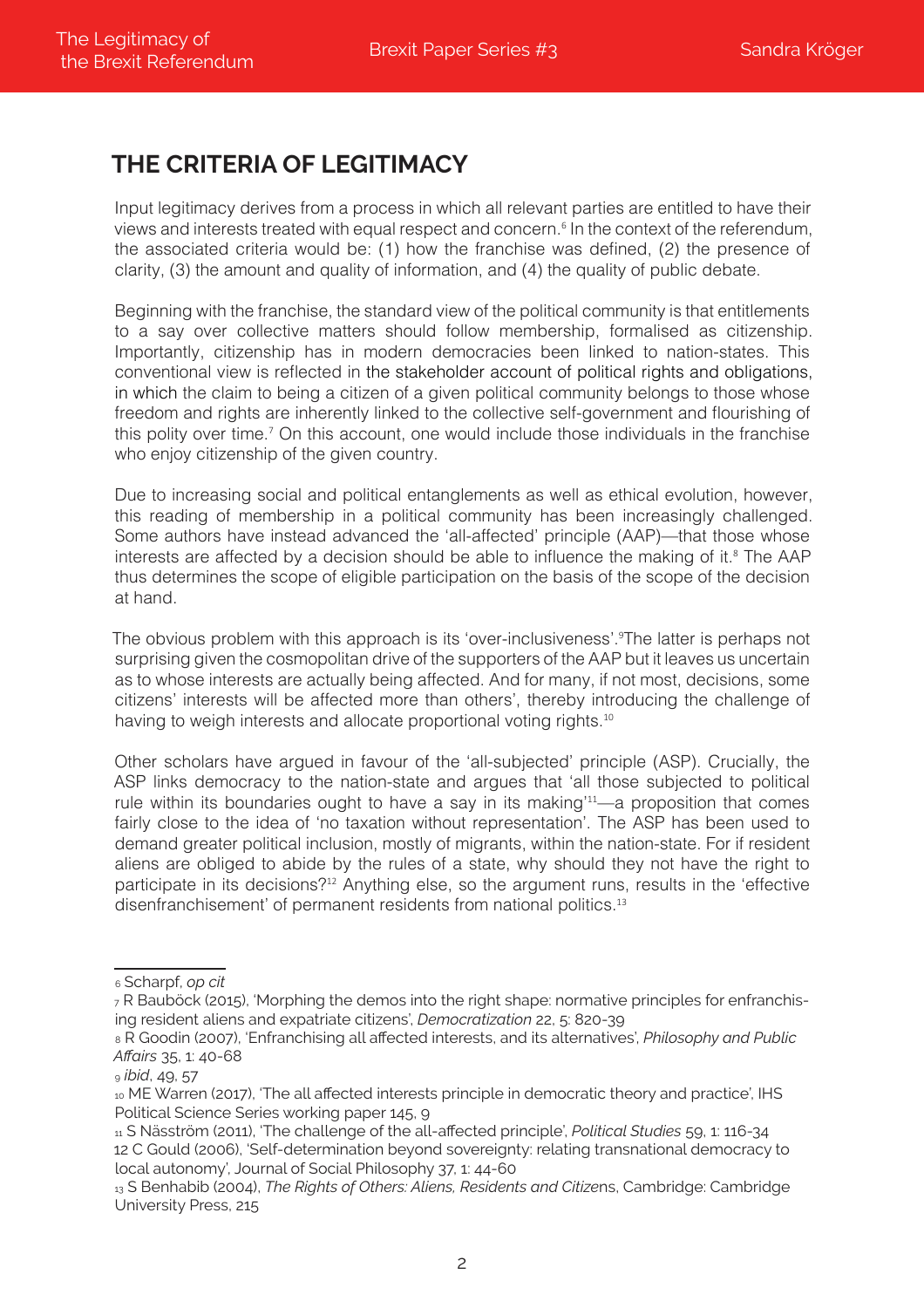## THE CRITERIA OF LEGITIMACY

Input legitimacy derives from a process in which all relevant parties are entitled to have their views and interests treated with equal respect and concern.[6] In the context of the referendum, the associated criteria would be: (1) how the franchise was defined, (2) the presence of clarity, (3) the amount and quality of information, and (4) the quality of public debate.

Beginning with the franchise, the standard view of the political community is that entitlements to a say over collective matters should follow membership, formalised as citizenship. Importantly, citizenship has in modern democracies been linked to nation-states. This conventional view is reflected in the stakeholder account of political rights and obligations, in which the claim to being a citizen of a given political community belongs to those whose freedom and rights are inherently linked to the collective self-government and flourishing of this polity over time.[7] On this account, one would include those individuals in the franchise who enjoy citizenship of the given country.

Due to increasing social and political entanglements as well as ethical evolution, however, this reading of membership in a political community has been increasingly challenged. Some authors have instead advanced the 'all-affected' principle (AAP)—that those whose interests are affected by a decision should be able to influence the making of it.[8] The AAP thus determines the scope of eligible participation on the basis of the scope of the decision at hand.

The obvious problem with this approach is its 'over-inclusiveness'.[9]The latter is perhaps not surprising given the cosmopolitan drive of the supporters of the AAP but it leaves us uncertain as to whose interests are actually being affected. And for many, if not most, decisions, some citizens' interests will be affected more than others', thereby introducing the challenge of having to weigh interests and allocate proportional voting rights.[10]

Other scholars have argued in favour of the 'all-subjected' principle (ASP). Crucially, the ASP links democracy to the nation-state and argues that 'all those subjected to political rule within its boundaries ought to have a say in its making'[11]—a proposition that comes fairly close to the idea of 'no taxation without representation'. The ASP has been used to demand greater political inclusion, mostly of migrants, within the nation-state. For if resident aliens are obliged to abide by the rules of a state, why should they not have the right to participate in its decisions?[12] Anything else, so the argument runs, results in the 'effective disenfranchisement' of permanent residents from national politics.[13]

---

[6] Scharpf, *op cit*

[7] R Bauböck (2015), 'Morphing the demos into the right shape: normative principles for enfranchising resident aliens and expatriate citizens', *Democratization* 22, 5: 820-39

[8] R Goodin (2007), 'Enfranchising all affected interests, and its alternatives', *Philosophy and Public Affairs* 35, 1: 40-68

[9] *ibid*, 49, 57

[10] ME Warren (2017), 'The all affected interests principle in democratic theory and practice', IHS Political Science Series working paper 145, 9

[11] S Näsström (2011), 'The challenge of the all-affected principle', *Political Studies* 59, 1: 116-34

12 C Gould (2006), 'Self-determination beyond sovereignty: relating transnational democracy to local autonomy', Journal of Social Philosophy 37, 1: 44-60

[13] S Benhabib (2004), *The Rights of Others: Aliens, Residents and Citizens*, Cambridge: Cambridge University Press, 215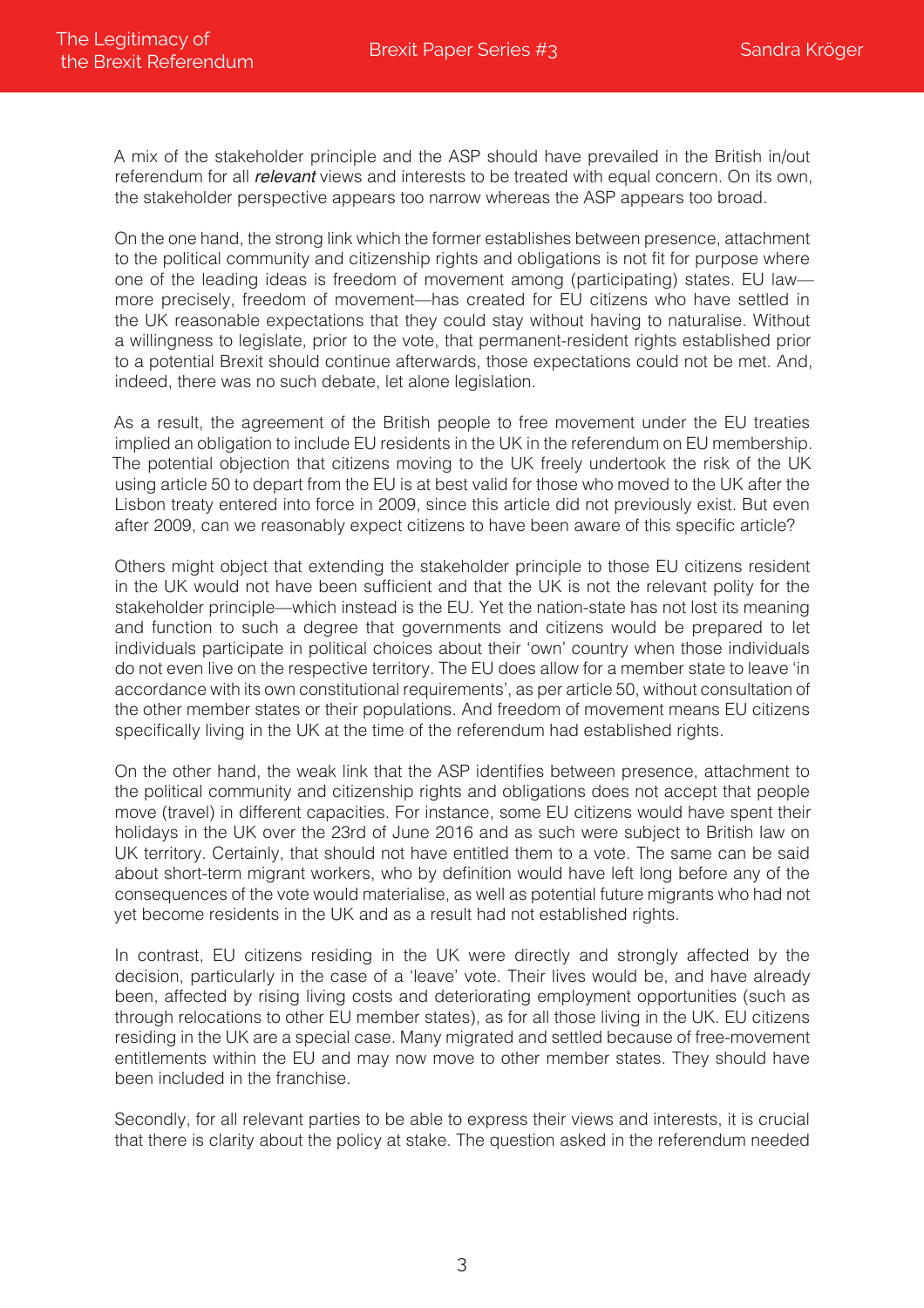A mix of the stakeholder principle and the ASP should have prevailed in the British in/out referendum for all *relevant* views and interests to be treated with equal concern. On its own, the stakeholder perspective appears too narrow whereas the ASP appears too broad.

On the one hand, the strong link which the former establishes between presence, attachment to the political community and citizenship rights and obligations is not fit for purpose where one of the leading ideas is freedom of movement among (participating) states. EU law—more precisely, freedom of movement—has created for EU citizens who have settled in the UK reasonable expectations that they could stay without having to naturalise. Without a willingness to legislate, prior to the vote, that permanent-resident rights established prior to a potential Brexit should continue afterwards, those expectations could not be met. And, indeed, there was no such debate, let alone legislation.

As a result, the agreement of the British people to free movement under the EU treaties implied an obligation to include EU residents in the UK in the referendum on EU membership. The potential objection that citizens moving to the UK freely undertook the risk of the UK using article 50 to depart from the EU is at best valid for those who moved to the UK after the Lisbon treaty entered into force in 2009, since this article did not previously exist. But even after 2009, can we reasonably expect citizens to have been aware of this specific article?

Others might object that extending the stakeholder principle to those EU citizens resident in the UK would not have been sufficient and that the UK is not the relevant polity for the stakeholder principle—which instead is the EU. Yet the nation-state has not lost its meaning and function to such a degree that governments and citizens would be prepared to let individuals participate in political choices about their 'own' country when those individuals do not even live on the respective territory. The EU does allow for a member state to leave 'in accordance with its own constitutional requirements', as per article 50, without consultation of the other member states or their populations. And freedom of movement means EU citizens specifically living in the UK at the time of the referendum had established rights.

On the other hand, the weak link that the ASP identifies between presence, attachment to the political community and citizenship rights and obligations does not accept that people move (travel) in different capacities. For instance, some EU citizens would have spent their holidays in the UK over the 23rd of June 2016 and as such were subject to British law on UK territory. Certainly, that should not have entitled them to a vote. The same can be said about short-term migrant workers, who by definition would have left long before any of the consequences of the vote would materialise, as well as potential future migrants who had not yet become residents in the UK and as a result had not established rights.

In contrast, EU citizens residing in the UK were directly and strongly affected by the decision, particularly in the case of a 'leave' vote. Their lives would be, and have already been, affected by rising living costs and deteriorating employment opportunities (such as through relocations to other EU member states), as for all those living in the UK. EU citizens residing in the UK are a special case. Many migrated and settled because of free-movement entitlements within the EU and may now move to other member states. They should have been included in the franchise.

Secondly, for all relevant parties to be able to express their views and interests, it is crucial that there is clarity about the policy at stake. The question asked in the referendum needed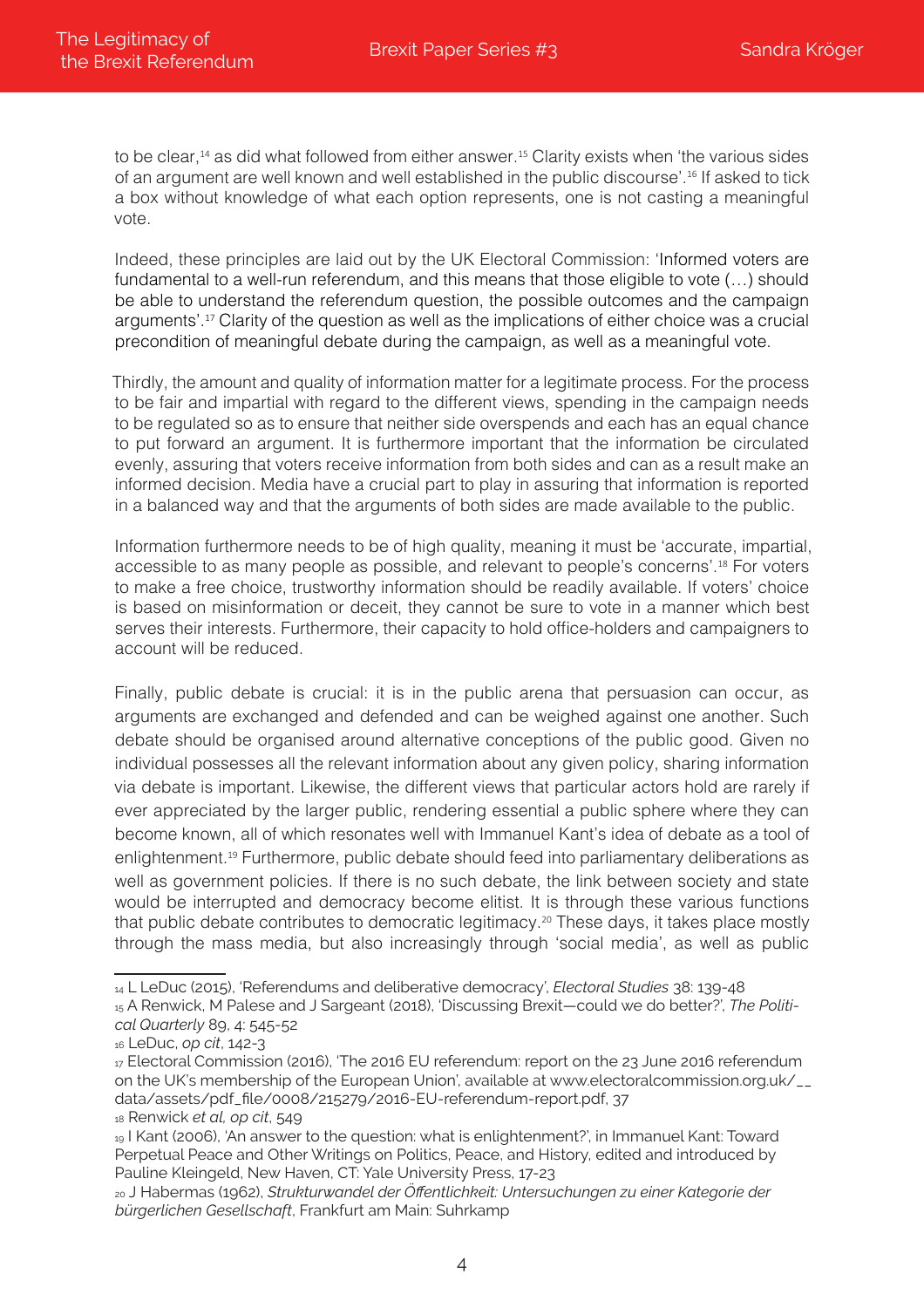to be clear,[14] as did what followed from either answer.[15] Clarity exists when 'the various sides of an argument are well known and well established in the public discourse'.[16] If asked to tick a box without knowledge of what each option represents, one is not casting a meaningful vote.

Indeed, these principles are laid out by the UK Electoral Commission: 'Informed voters are fundamental to a well-run referendum, and this means that those eligible to vote (…) should be able to understand the referendum question, the possible outcomes and the campaign arguments'.[17] Clarity of the question as well as the implications of either choice was a crucial precondition of meaningful debate during the campaign, as well as a meaningful vote.

Thirdly, the amount and quality of information matter for a legitimate process. For the process to be fair and impartial with regard to the different views, spending in the campaign needs to be regulated so as to ensure that neither side overspends and each has an equal chance to put forward an argument. It is furthermore important that the information be circulated evenly, assuring that voters receive information from both sides and can as a result make an informed decision. Media have a crucial part to play in assuring that information is reported in a balanced way and that the arguments of both sides are made available to the public.

Information furthermore needs to be of high quality, meaning it must be 'accurate, impartial, accessible to as many people as possible, and relevant to people's concerns'.[18] For voters to make a free choice, trustworthy information should be readily available. If voters' choice is based on misinformation or deceit, they cannot be sure to vote in a manner which best serves their interests. Furthermore, their capacity to hold office-holders and campaigners to account will be reduced.

Finally, public debate is crucial: it is in the public arena that persuasion can occur, as arguments are exchanged and defended and can be weighed against one another. Such debate should be organised around alternative conceptions of the public good. Given no individual possesses all the relevant information about any given policy, sharing information via debate is important. Likewise, the different views that particular actors hold are rarely if ever appreciated by the larger public, rendering essential a public sphere where they can become known, all of which resonates well with Immanuel Kant's idea of debate as a tool of enlightenment.[19] Furthermore, public debate should feed into parliamentary deliberations as well as government policies. If there is no such debate, the link between society and state would be interrupted and democracy become elitist. It is through these various functions that public debate contributes to democratic legitimacy.[20] These days, it takes place mostly through the mass media, but also increasingly through 'social media', as well as public

---

[14] L LeDuc (2015), 'Referendums and deliberative democracy', *Electoral Studies* 38: 139-48

[15] A Renwick, M Palese and J Sargeant (2018), 'Discussing Brexit—could we do better?', *The Political Quarterly* 89, 4: 545-52

[16] LeDuc, *op cit*, 142-3

[17] Electoral Commission (2016), 'The 2016 EU referendum: report on the 23 June 2016 referendum on the UK's membership of the European Union', available at www.electoralcommission.org.uk/__data/assets/pdf_file/0008/215279/2016-EU-referendum-report.pdf, 37

[18] Renwick *et al*, *op cit*, 549

[19] I Kant (2006), 'An answer to the question: what is enlightenment?', in Immanuel Kant: Toward Perpetual Peace and Other Writings on Politics, Peace, and History, edited and introduced by Pauline Kleingeld, New Haven, CT: Yale University Press, 17-23

[20] J Habermas (1962), *Strukturwandel der Öffentlichkeit: Untersuchungen zu einer Kategorie der bürgerlichen Gesellschaft*, Frankfurt am Main: Suhrkamp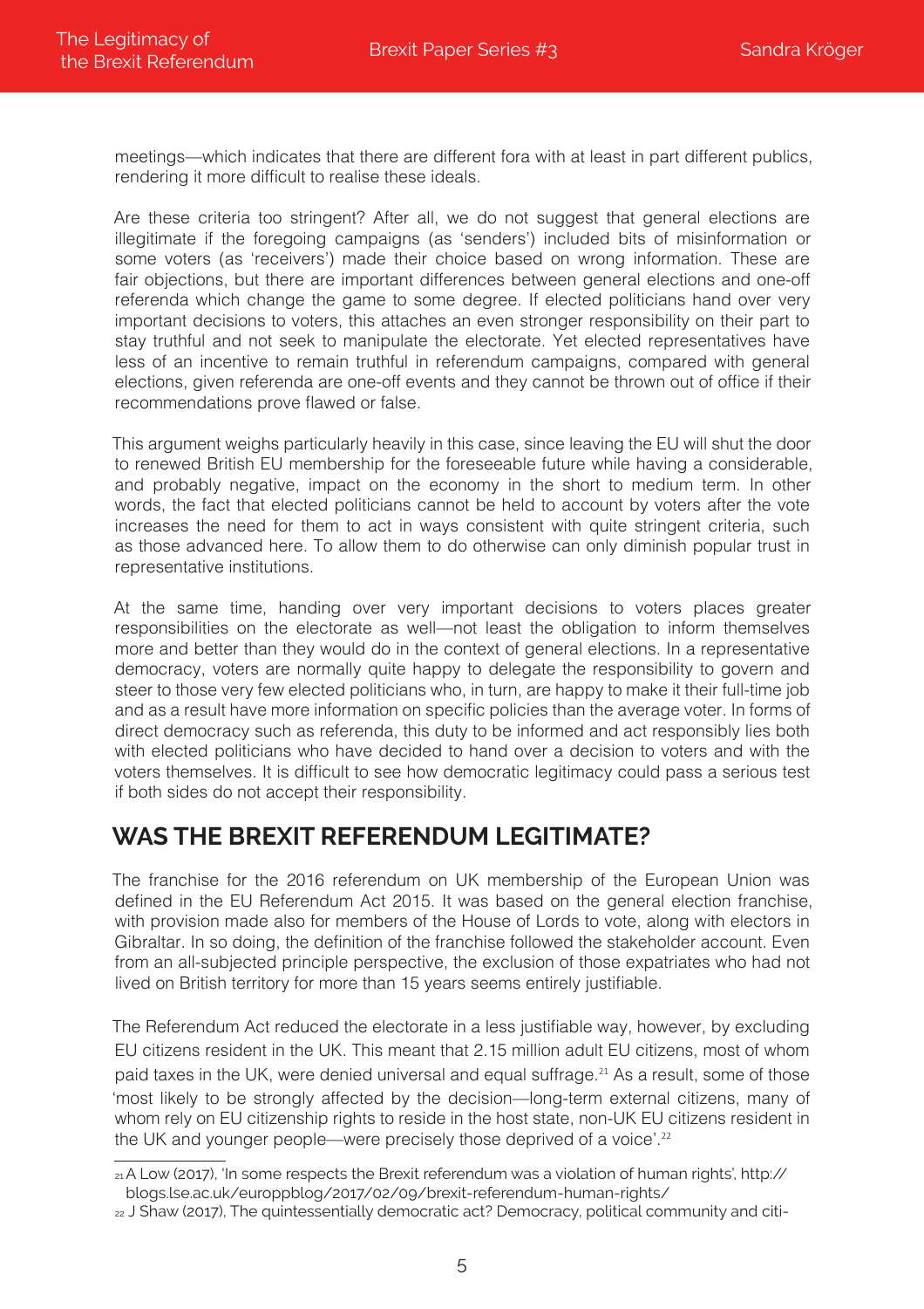meetings—which indicates that there are different fora with at least in part different publics, rendering it more difficult to realise these ideals.

Are these criteria too stringent? After all, we do not suggest that general elections are illegitimate if the foregoing campaigns (as 'senders') included bits of misinformation or some voters (as 'receivers') made their choice based on wrong information. These are fair objections, but there are important differences between general elections and one-off referenda which change the game to some degree. If elected politicians hand over very important decisions to voters, this attaches an even stronger responsibility on their part to stay truthful and not seek to manipulate the electorate. Yet elected representatives have less of an incentive to remain truthful in referendum campaigns, compared with general elections, given referenda are one-off events and they cannot be thrown out of office if their recommendations prove flawed or false.

This argument weighs particularly heavily in this case, since leaving the EU will shut the door to renewed British EU membership for the foreseeable future while having a considerable, and probably negative, impact on the economy in the short to medium term. In other words, the fact that elected politicians cannot be held to account by voters after the vote increases the need for them to act in ways consistent with quite stringent criteria, such as those advanced here. To allow them to do otherwise can only diminish popular trust in representative institutions.

At the same time, handing over very important decisions to voters places greater responsibilities on the electorate as well—not least the obligation to inform themselves more and better than they would do in the context of general elections. In a representative democracy, voters are normally quite happy to delegate the responsibility to govern and steer to those very few elected politicians who, in turn, are happy to make it their full-time job and as a result have more information on specific policies than the average voter. In forms of direct democracy such as referenda, this duty to be informed and act responsibly lies both with elected politicians who have decided to hand over a decision to voters and with the voters themselves. It is difficult to see how democratic legitimacy could pass a serious test if both sides do not accept their responsibility.

## WAS THE BREXIT REFERENDUM LEGITIMATE?

The franchise for the 2016 referendum on UK membership of the European Union was defined in the EU Referendum Act 2015. It was based on the general election franchise, with provision made also for members of the House of Lords to vote, along with electors in Gibraltar. In so doing, the definition of the franchise followed the stakeholder account. Even from an all-subjected principle perspective, the exclusion of those expatriates who had not lived on British territory for more than 15 years seems entirely justifiable.

The Referendum Act reduced the electorate in a less justifiable way, however, by excluding EU citizens resident in the UK. This meant that 2.15 million adult EU citizens, most of whom paid taxes in the UK, were denied universal and equal suffrage.[21] As a result, some of those 'most likely to be strongly affected by the decision—long-term external citizens, many of whom rely on EU citizenship rights to reside in the host state, non-UK EU citizens resident in the UK and younger people—were precisely those deprived of a voice'.[22]

---

[21] A Low (2017), 'In some respects the Brexit referendum was a violation of human rights', http://blogs.lse.ac.uk/europpblog/2017/02/09/brexit-referendum-human-rights/

[22] J Shaw (2017), The quintessentially democratic act? Democracy, political community and citi-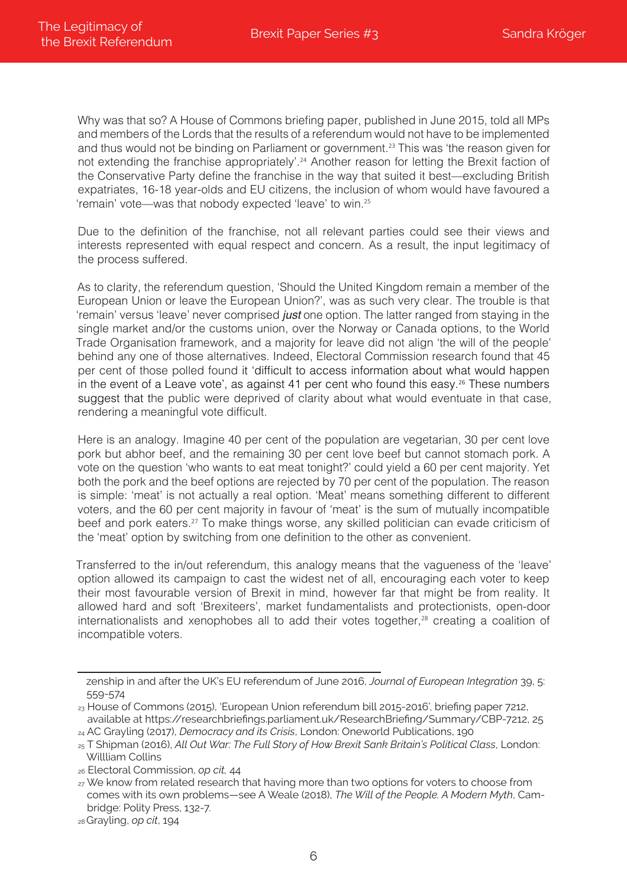Why was that so? A House of Commons briefing paper, published in June 2015, told all MPs and members of the Lords that the results of a referendum would not have to be implemented and thus would not be binding on Parliament or government.[23] This was 'the reason given for not extending the franchise appropriately'.[24] Another reason for letting the Brexit faction of the Conservative Party define the franchise in the way that suited it best—excluding British expatriates, 16-18 year-olds and EU citizens, the inclusion of whom would have favoured a 'remain' vote—was that nobody expected 'leave' to win.[25]

Due to the definition of the franchise, not all relevant parties could see their views and interests represented with equal respect and concern. As a result, the input legitimacy of the process suffered.

As to clarity, the referendum question, 'Should the United Kingdom remain a member of the European Union or leave the European Union?', was as such very clear. The trouble is that 'remain' versus 'leave' never comprised ***just*** one option. The latter ranged from staying in the single market and/or the customs union, over the Norway or Canada options, to the World Trade Organisation framework, and a majority for leave did not align 'the will of the people' behind any one of those alternatives. Indeed, Electoral Commission research found that 45 per cent of those polled found it 'difficult to access information about what would happen in the event of a Leave vote', as against 41 per cent who found this easy.[26] These numbers suggest that the public were deprived of clarity about what would eventuate in that case, rendering a meaningful vote difficult.

Here is an analogy. Imagine 40 per cent of the population are vegetarian, 30 per cent love pork but abhor beef, and the remaining 30 per cent love beef but cannot stomach pork. A vote on the question 'who wants to eat meat tonight?' could yield a 60 per cent majority. Yet both the pork and the beef options are rejected by 70 per cent of the population. The reason is simple: 'meat' is not actually a real option. 'Meat' means something different to different voters, and the 60 per cent majority in favour of 'meat' is the sum of mutually incompatible beef and pork eaters.[27] To make things worse, any skilled politician can evade criticism of the 'meat' option by switching from one definition to the other as convenient.

Transferred to the in/out referendum, this analogy means that the vagueness of the 'leave' option allowed its campaign to cast the widest net of all, encouraging each voter to keep their most favourable version of Brexit in mind, however far that might be from reality. It allowed hard and soft 'Brexiteers', market fundamentalists and protectionists, open-door internationalists and xenophobes all to add their votes together,[28] creating a coalition of incompatible voters.

---

zenship in and after the UK's EU referendum of June 2016, *Journal of European Integration* 39, 5: 559-574

[23] House of Commons (2015), 'European Union referendum bill 2015-2016', briefing paper 7212, available at https://researchbriefings.parliament.uk/ResearchBriefing/Summary/CBP-7212, 25

[24] AC Grayling (2017), *Democracy and its Crisis*, London: Oneworld Publications, 190

[25] T Shipman (2016), *All Out War: The Full Story of How Brexit Sank Britain's Political Class*, London: Willliam Collins

[26] Electoral Commission, *op cit,* 44

[27] We know from related research that having more than two options for voters to choose from comes with its own problems—see A Weale (2018), *The Will of the People. A Modern Myth*, Cambridge: Polity Press, 132-7.

[28] Grayling, *op cit*, 194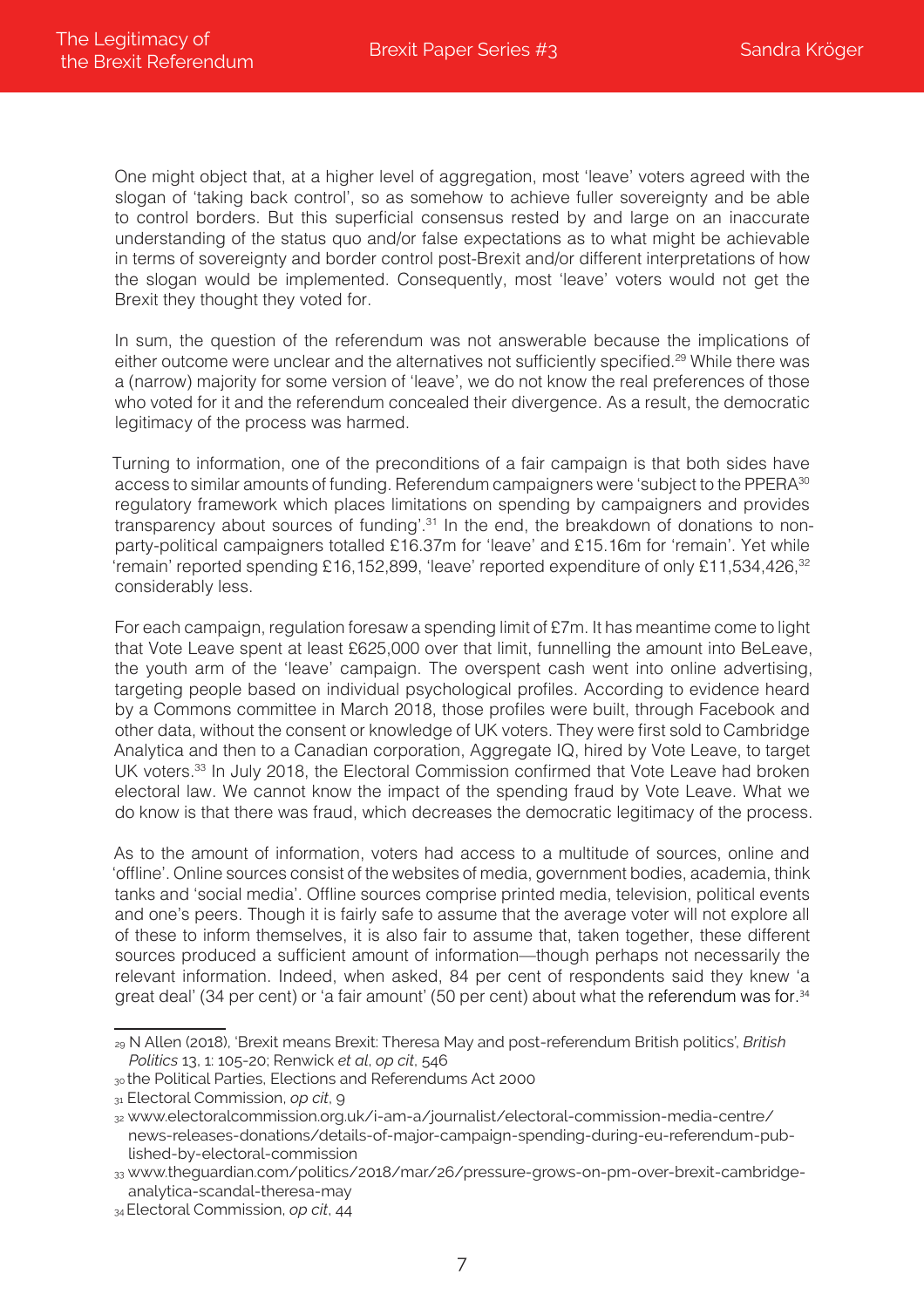One might object that, at a higher level of aggregation, most 'leave' voters agreed with the slogan of 'taking back control', so as somehow to achieve fuller sovereignty and be able to control borders. But this superficial consensus rested by and large on an inaccurate understanding of the status quo and/or false expectations as to what might be achievable in terms of sovereignty and border control post-Brexit and/or different interpretations of how the slogan would be implemented. Consequently, most 'leave' voters would not get the Brexit they thought they voted for.

In sum, the question of the referendum was not answerable because the implications of either outcome were unclear and the alternatives not sufficiently specified.[29] While there was a (narrow) majority for some version of 'leave', we do not know the real preferences of those who voted for it and the referendum concealed their divergence. As a result, the democratic legitimacy of the process was harmed.

Turning to information, one of the preconditions of a fair campaign is that both sides have access to similar amounts of funding. Referendum campaigners were 'subject to the PPERA[30] regulatory framework which places limitations on spending by campaigners and provides transparency about sources of funding'.[31] In the end, the breakdown of donations to non-party-political campaigners totalled £16.37m for 'leave' and £15.16m for 'remain'. Yet while 'remain' reported spending £16,152,899, 'leave' reported expenditure of only £11,534,426,[32] considerably less.

For each campaign, regulation foresaw a spending limit of £7m. It has meantime come to light that Vote Leave spent at least £625,000 over that limit, funnelling the amount into BeLeave, the youth arm of the 'leave' campaign. The overspent cash went into online advertising, targeting people based on individual psychological profiles. According to evidence heard by a Commons committee in March 2018, those profiles were built, through Facebook and other data, without the consent or knowledge of UK voters. They were first sold to Cambridge Analytica and then to a Canadian corporation, Aggregate IQ, hired by Vote Leave, to target UK voters.[33] In July 2018, the Electoral Commission confirmed that Vote Leave had broken electoral law. We cannot know the impact of the spending fraud by Vote Leave. What we do know is that there was fraud, which decreases the democratic legitimacy of the process.

As to the amount of information, voters had access to a multitude of sources, online and 'offline'. Online sources consist of the websites of media, government bodies, academia, think tanks and 'social media'. Offline sources comprise printed media, television, political events and one's peers. Though it is fairly safe to assume that the average voter will not explore all of these to inform themselves, it is also fair to assume that, taken together, these different sources produced a sufficient amount of information—though perhaps not necessarily the relevant information. Indeed, when asked, 84 per cent of respondents said they knew 'a great deal' (34 per cent) or 'a fair amount' (50 per cent) about what the referendum was for.[34]

---

[29] N Allen (2018), 'Brexit means Brexit: Theresa May and post-referendum British politics', *British Politics* 13, 1: 105-20; Renwick *et al*, *op cit*, 546

[30] the Political Parties, Elections and Referendums Act 2000

[31] Electoral Commission, *op cit*, 9

[32] www.electoralcommission.org.uk/i-am-a/journalist/electoral-commission-media-centre/news-releases-donations/details-of-major-campaign-spending-during-eu-referendum-published-by-electoral-commission

[33] www.theguardian.com/politics/2018/mar/26/pressure-grows-on-pm-over-brexit-cambridge-analytica-scandal-theresa-may

[34] Electoral Commission, *op cit*, 44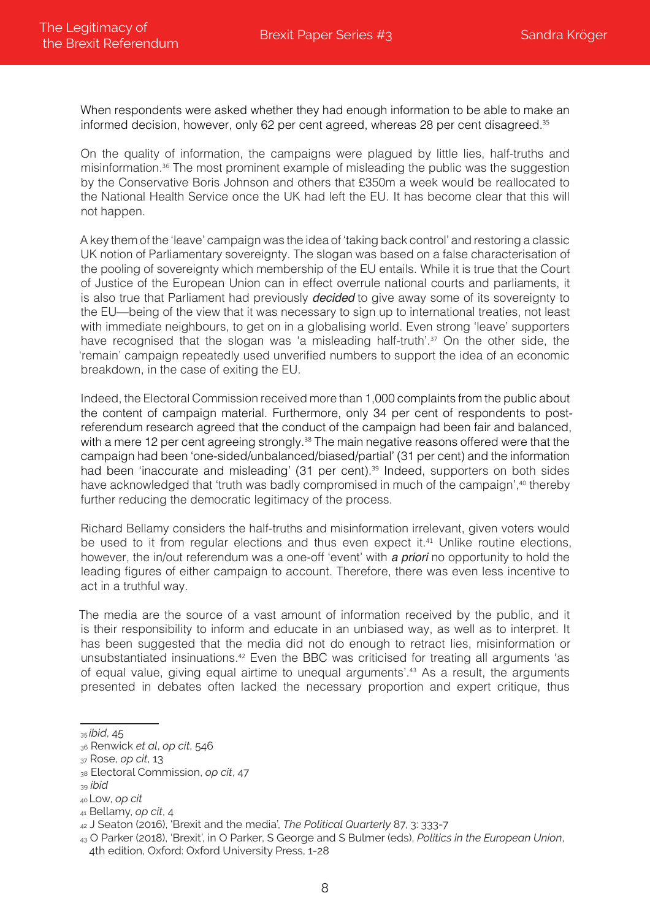When respondents were asked whether they had enough information to be able to make an informed decision, however, only 62 per cent agreed, whereas 28 per cent disagreed.[35]

On the quality of information, the campaigns were plagued by little lies, half-truths and misinformation.[36] The most prominent example of misleading the public was the suggestion by the Conservative Boris Johnson and others that £350m a week would be reallocated to the National Health Service once the UK had left the EU. It has become clear that this will not happen.

A key them of the 'leave' campaign was the idea of 'taking back control' and restoring a classic UK notion of Parliamentary sovereignty. The slogan was based on a false characterisation of the pooling of sovereignty which membership of the EU entails. While it is true that the Court of Justice of the European Union can in effect overrule national courts and parliaments, it is also true that Parliament had previously ***decided*** to give away some of its sovereignty to the EU—being of the view that it was necessary to sign up to international treaties, not least with immediate neighbours, to get on in a globalising world. Even strong 'leave' supporters have recognised that the slogan was 'a misleading half-truth'.[37] On the other side, the 'remain' campaign repeatedly used unverified numbers to support the idea of an economic breakdown, in the case of exiting the EU.

Indeed, the Electoral Commission received more than 1,000 complaints from the public about the content of campaign material. Furthermore, only 34 per cent of respondents to post-referendum research agreed that the conduct of the campaign had been fair and balanced, with a mere 12 per cent agreeing strongly.[38] The main negative reasons offered were that the campaign had been 'one-sided/unbalanced/biased/partial' (31 per cent) and the information had been 'inaccurate and misleading' (31 per cent).[39] Indeed, supporters on both sides have acknowledged that 'truth was badly compromised in much of the campaign',[40] thereby further reducing the democratic legitimacy of the process.

Richard Bellamy considers the half-truths and misinformation irrelevant, given voters would be used to it from regular elections and thus even expect it.[41] Unlike routine elections, however, the in/out referendum was a one-off 'event' with ***a priori*** no opportunity to hold the leading figures of either campaign to account. Therefore, there was even less incentive to act in a truthful way.

The media are the source of a vast amount of information received by the public, and it is their responsibility to inform and educate in an unbiased way, as well as to interpret. It has been suggested that the media did not do enough to retract lies, misinformation or unsubstantiated insinuations.[42] Even the BBC was criticised for treating all arguments 'as of equal value, giving equal airtime to unequal arguments'.[43] As a result, the arguments presented in debates often lacked the necessary proportion and expert critique, thus

---

[35] *ibid*, 45

[36] Renwick *et al*, *op cit*, 546

[37] Rose, *op cit*, 13

[38] Electoral Commission, *op cit*, 47

[39] *ibid*

[40] Low, *op cit*

[41] Bellamy, *op cit*, 4

[42] J Seaton (2016), 'Brexit and the media', *The Political Quarterly* 87, 3: 333-7

[43] O Parker (2018), 'Brexit', in O Parker, S George and S Bulmer (eds), *Politics in the European Union*, 4th edition, Oxford: Oxford University Press, 1-28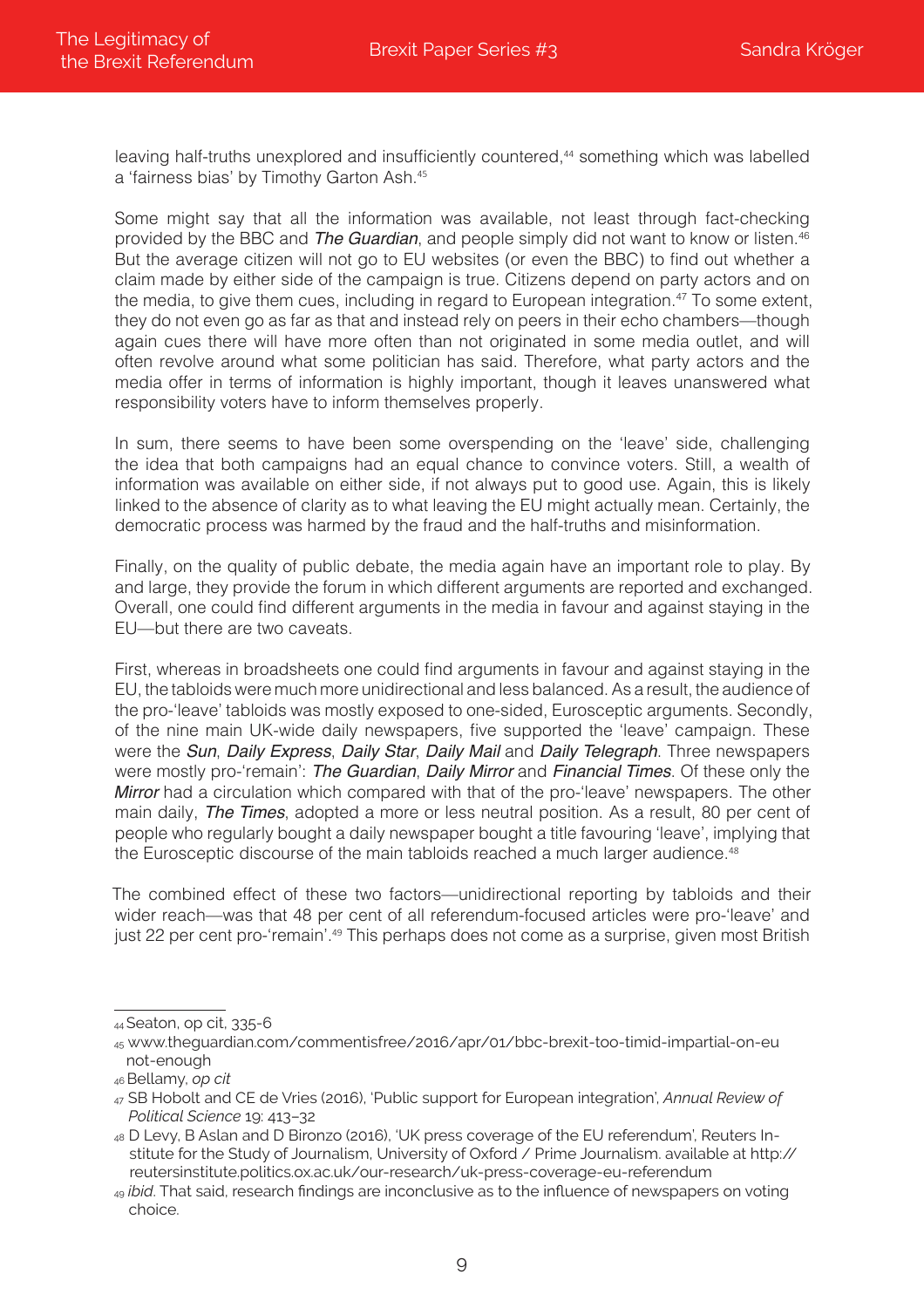leaving half-truths unexplored and insufficiently countered,[44] something which was labelled a 'fairness bias' by Timothy Garton Ash.[45]

Some might say that all the information was available, not least through fact-checking provided by the BBC and *The Guardian*, and people simply did not want to know or listen.[46] But the average citizen will not go to EU websites (or even the BBC) to find out whether a claim made by either side of the campaign is true. Citizens depend on party actors and on the media, to give them cues, including in regard to European integration.[47] To some extent, they do not even go as far as that and instead rely on peers in their echo chambers—though again cues there will have more often than not originated in some media outlet, and will often revolve around what some politician has said. Therefore, what party actors and the media offer in terms of information is highly important, though it leaves unanswered what responsibility voters have to inform themselves properly.

In sum, there seems to have been some overspending on the 'leave' side, challenging the idea that both campaigns had an equal chance to convince voters. Still, a wealth of information was available on either side, if not always put to good use. Again, this is likely linked to the absence of clarity as to what leaving the EU might actually mean. Certainly, the democratic process was harmed by the fraud and the half-truths and misinformation.

Finally, on the quality of public debate, the media again have an important role to play. By and large, they provide the forum in which different arguments are reported and exchanged. Overall, one could find different arguments in the media in favour and against staying in the EU—but there are two caveats.

First, whereas in broadsheets one could find arguments in favour and against staying in the EU, the tabloids were much more unidirectional and less balanced. As a result, the audience of the pro-'leave' tabloids was mostly exposed to one-sided, Eurosceptic arguments. Secondly, of the nine main UK-wide daily newspapers, five supported the 'leave' campaign. These were the *Sun*, *Daily Express*, *Daily Star*, *Daily Mail* and *Daily Telegraph*. Three newspapers were mostly pro-'remain': *The Guardian*, *Daily Mirror* and *Financial Times*. Of these only the *Mirror* had a circulation which compared with that of the pro-'leave' newspapers. The other main daily, *The Times*, adopted a more or less neutral position. As a result, 80 per cent of people who regularly bought a daily newspaper bought a title favouring 'leave', implying that the Eurosceptic discourse of the main tabloids reached a much larger audience.[48]

The combined effect of these two factors—unidirectional reporting by tabloids and their wider reach—was that 48 per cent of all referendum-focused articles were pro-'leave' and just 22 per cent pro-'remain'.[49] This perhaps does not come as a surprise, given most British

---

[44] Seaton, op cit, 335-6

[45] www.theguardian.com/commentisfree/2016/apr/01/bbc-brexit-too-timid-impartial-on-eu not-enough

[46] Bellamy, *op cit*

[47] SB Hobolt and CE de Vries (2016), 'Public support for European integration', *Annual Review of Political Science* 19: 413–32

[48] D Levy, B Aslan and D Bironzo (2016), 'UK press coverage of the EU referendum', Reuters Institute for the Study of Journalism, University of Oxford / Prime Journalism. available at http://reutersinstitute.politics.ox.ac.uk/our-research/uk-press-coverage-eu-referendum

[49] *ibid*. That said, research findings are inconclusive as to the influence of newspapers on voting choice.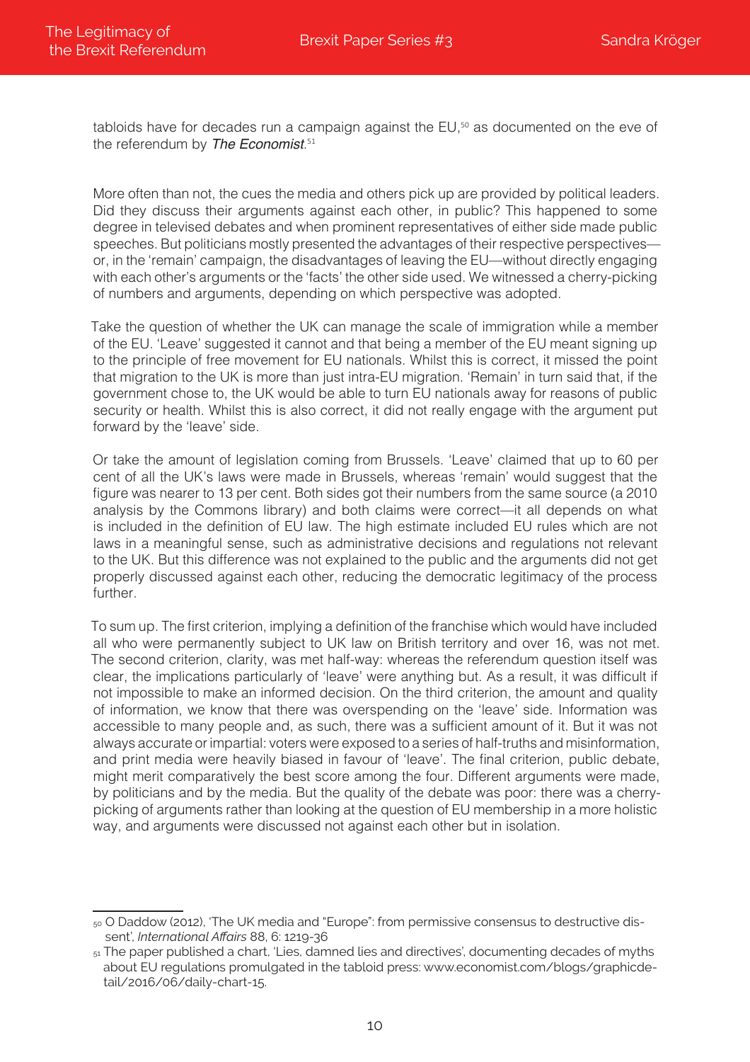tabloids have for decades run a campaign against the EU,[50] as documented on the eve of the referendum by *The Economist*.[51]

More often than not, the cues the media and others pick up are provided by political leaders. Did they discuss their arguments against each other, in public? This happened to some degree in televised debates and when prominent representatives of either side made public speeches. But politicians mostly presented the advantages of their respective perspectives—or, in the 'remain' campaign, the disadvantages of leaving the EU—without directly engaging with each other's arguments or the 'facts' the other side used. We witnessed a cherry-picking of numbers and arguments, depending on which perspective was adopted.

Take the question of whether the UK can manage the scale of immigration while a member of the EU. 'Leave' suggested it cannot and that being a member of the EU meant signing up to the principle of free movement for EU nationals. Whilst this is correct, it missed the point that migration to the UK is more than just intra-EU migration. 'Remain' in turn said that, if the government chose to, the UK would be able to turn EU nationals away for reasons of public security or health. Whilst this is also correct, it did not really engage with the argument put forward by the 'leave' side.

Or take the amount of legislation coming from Brussels. 'Leave' claimed that up to 60 per cent of all the UK's laws were made in Brussels, whereas 'remain' would suggest that the figure was nearer to 13 per cent. Both sides got their numbers from the same source (a 2010 analysis by the Commons library) and both claims were correct—it all depends on what is included in the definition of EU law. The high estimate included EU rules which are not laws in a meaningful sense, such as administrative decisions and regulations not relevant to the UK. But this difference was not explained to the public and the arguments did not get properly discussed against each other, reducing the democratic legitimacy of the process further.

To sum up. The first criterion, implying a definition of the franchise which would have included all who were permanently subject to UK law on British territory and over 16, was not met. The second criterion, clarity, was met half-way: whereas the referendum question itself was clear, the implications particularly of 'leave' were anything but. As a result, it was difficult if not impossible to make an informed decision. On the third criterion, the amount and quality of information, we know that there was overspending on the 'leave' side. Information was accessible to many people and, as such, there was a sufficient amount of it. But it was not always accurate or impartial: voters were exposed to a series of half-truths and misinformation, and print media were heavily biased in favour of 'leave'. The final criterion, public debate, might merit comparatively the best score among the four. Different arguments were made, by politicians and by the media. But the quality of the debate was poor: there was a cherry-picking of arguments rather than looking at the question of EU membership in a more holistic way, and arguments were discussed not against each other but in isolation.

---

[50] O Daddow (2012), 'The UK media and "Europe": from permissive consensus to destructive dissent', *International Affairs* 88, 6: 1219-36

[51] The paper published a chart, 'Lies, damned lies and directives', documenting decades of myths about EU regulations promulgated in the tabloid press: www.economist.com/blogs/graphicdetail/2016/06/daily-chart-15.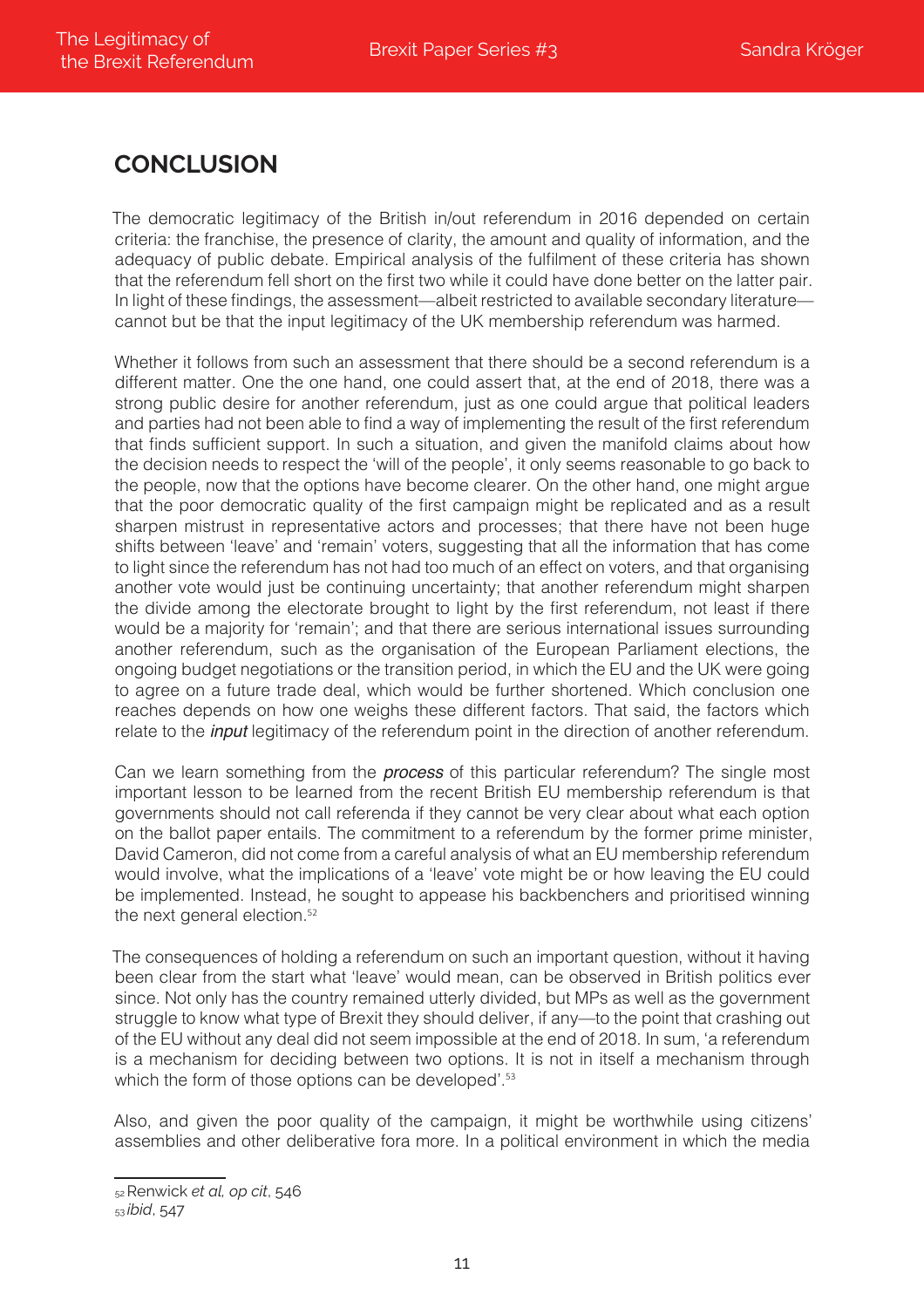## CONCLUSION

The democratic legitimacy of the British in/out referendum in 2016 depended on certain criteria: the franchise, the presence of clarity, the amount and quality of information, and the adequacy of public debate. Empirical analysis of the fulfilment of these criteria has shown that the referendum fell short on the first two while it could have done better on the latter pair. In light of these findings, the assessment—albeit restricted to available secondary literature—cannot but be that the input legitimacy of the UK membership referendum was harmed.

Whether it follows from such an assessment that there should be a second referendum is a different matter. One the one hand, one could assert that, at the end of 2018, there was a strong public desire for another referendum, just as one could argue that political leaders and parties had not been able to find a way of implementing the result of the first referendum that finds sufficient support. In such a situation, and given the manifold claims about how the decision needs to respect the 'will of the people', it only seems reasonable to go back to the people, now that the options have become clearer. On the other hand, one might argue that the poor democratic quality of the first campaign might be replicated and as a result sharpen mistrust in representative actors and processes; that there have not been huge shifts between 'leave' and 'remain' voters, suggesting that all the information that has come to light since the referendum has not had too much of an effect on voters, and that organising another vote would just be continuing uncertainty; that another referendum might sharpen the divide among the electorate brought to light by the first referendum, not least if there would be a majority for 'remain'; and that there are serious international issues surrounding another referendum, such as the organisation of the European Parliament elections, the ongoing budget negotiations or the transition period, in which the EU and the UK were going to agree on a future trade deal, which would be further shortened. Which conclusion one reaches depends on how one weighs these different factors. That said, the factors which relate to the ***input*** legitimacy of the referendum point in the direction of another referendum.

Can we learn something from the ***process*** of this particular referendum? The single most important lesson to be learned from the recent British EU membership referendum is that governments should not call referenda if they cannot be very clear about what each option on the ballot paper entails. The commitment to a referendum by the former prime minister, David Cameron, did not come from a careful analysis of what an EU membership referendum would involve, what the implications of a 'leave' vote might be or how leaving the EU could be implemented. Instead, he sought to appease his backbenchers and prioritised winning the next general election.[52]

The consequences of holding a referendum on such an important question, without it having been clear from the start what 'leave' would mean, can be observed in British politics ever since. Not only has the country remained utterly divided, but MPs as well as the government struggle to know what type of Brexit they should deliver, if any—to the point that crashing out of the EU without any deal did not seem impossible at the end of 2018. In sum, 'a referendum is a mechanism for deciding between two options. It is not in itself a mechanism through which the form of those options can be developed'.[53]

Also, and given the poor quality of the campaign, it might be worthwhile using citizens' assemblies and other deliberative fora more. In a political environment in which the media

---

[52] Renwick *et al*, *op cit*, 546

[53] *ibid*, 547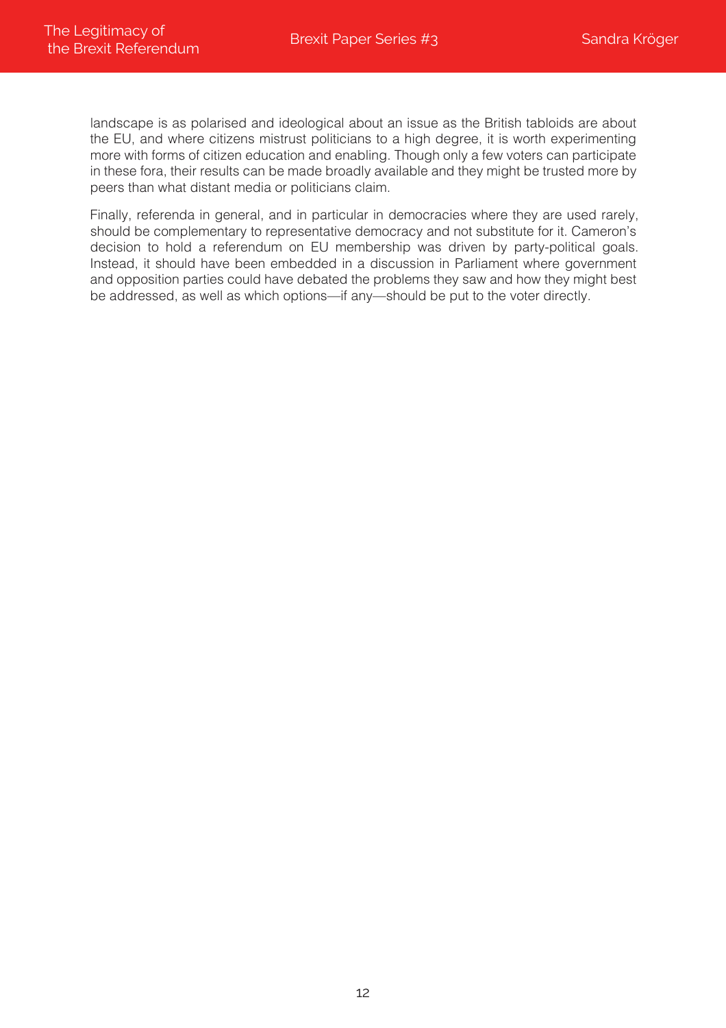landscape is as polarised and ideological about an issue as the British tabloids are about the EU, and where citizens mistrust politicians to a high degree, it is worth experimenting more with forms of citizen education and enabling. Though only a few voters can participate in these fora, their results can be made broadly available and they might be trusted more by peers than what distant media or politicians claim.

Finally, referenda in general, and in particular in democracies where they are used rarely, should be complementary to representative democracy and not substitute for it. Cameron's decision to hold a referendum on EU membership was driven by party-political goals. Instead, it should have been embedded in a discussion in Parliament where government and opposition parties could have debated the problems they saw and how they might best be addressed, as well as which options—if any—should be put to the voter directly.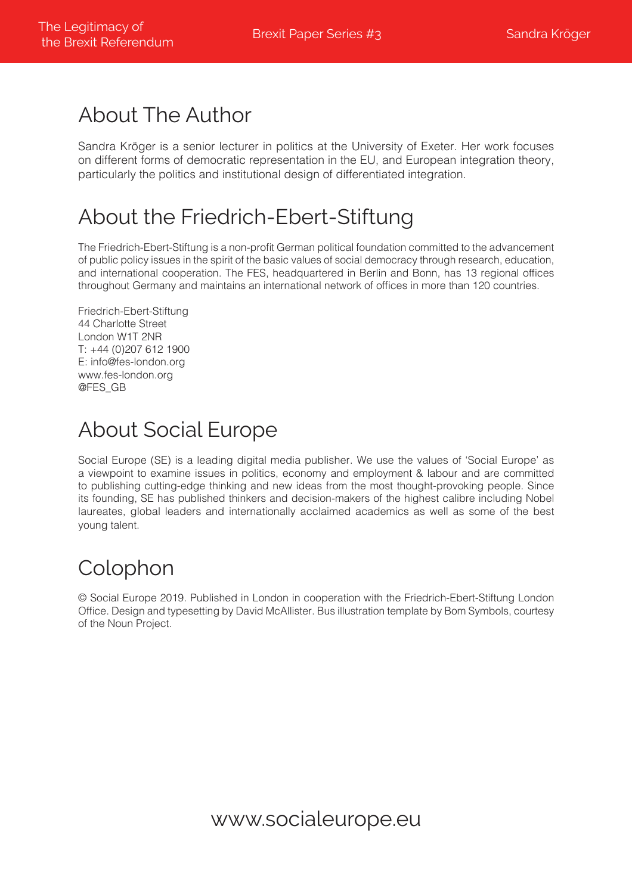## About The Author

Sandra Kröger is a senior lecturer in politics at the University of Exeter. Her work focuses on different forms of democratic representation in the EU, and European integration theory, particularly the politics and institutional design of differentiated integration.

## About the Friedrich-Ebert-Stiftung

The Friedrich-Ebert-Stiftung is a non-profit German political foundation committed to the advancement of public policy issues in the spirit of the basic values of social democracy through research, education, and international cooperation. The FES, headquartered in Berlin and Bonn, has 13 regional offices throughout Germany and maintains an international network of offices in more than 120 countries.

Friedrich-Ebert-Stiftung
44 Charlotte Street
London W1T 2NR
T: +44 (0)207 612 1900
E: info@fes-london.org
www.fes-london.org
@FES_GB

## About Social Europe

Social Europe (SE) is a leading digital media publisher. We use the values of 'Social Europe' as a viewpoint to examine issues in politics, economy and employment & labour and are committed to publishing cutting-edge thinking and new ideas from the most thought-provoking people. Since its founding, SE has published thinkers and decision-makers of the highest calibre including Nobel laureates, global leaders and internationally acclaimed academics as well as some of the best young talent.

## Colophon

© Social Europe 2019. Published in London in cooperation with the Friedrich-Ebert-Stiftung London Office. Design and typesetting by David McAllister. Bus illustration template by Bom Symbols, courtesy of the Noun Project.

www.socialeurope.eu